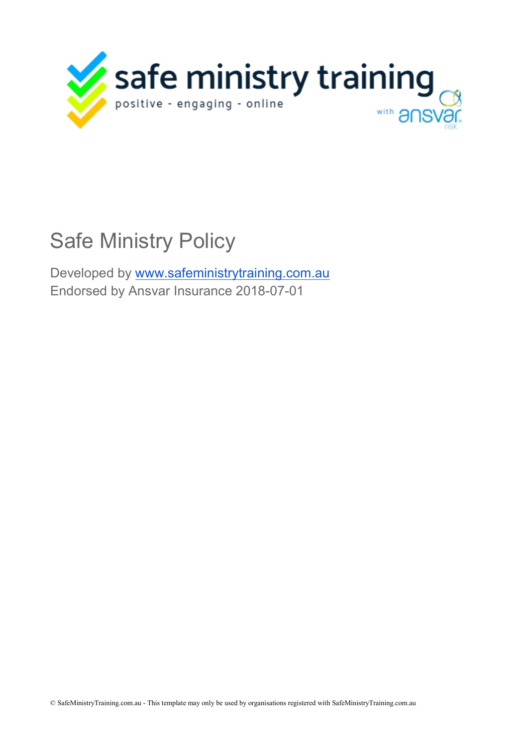# Safe Ministry Policy

Developed by [www.safeministrytraining.com.au](http://www.safeministrytraining.com.au)
Endorsed by Ansvar Insurance 2018-07-01

© SafeMinistryTraining.com.au - This template may only be used by organisations registered with SafeMinistryTraining.com.au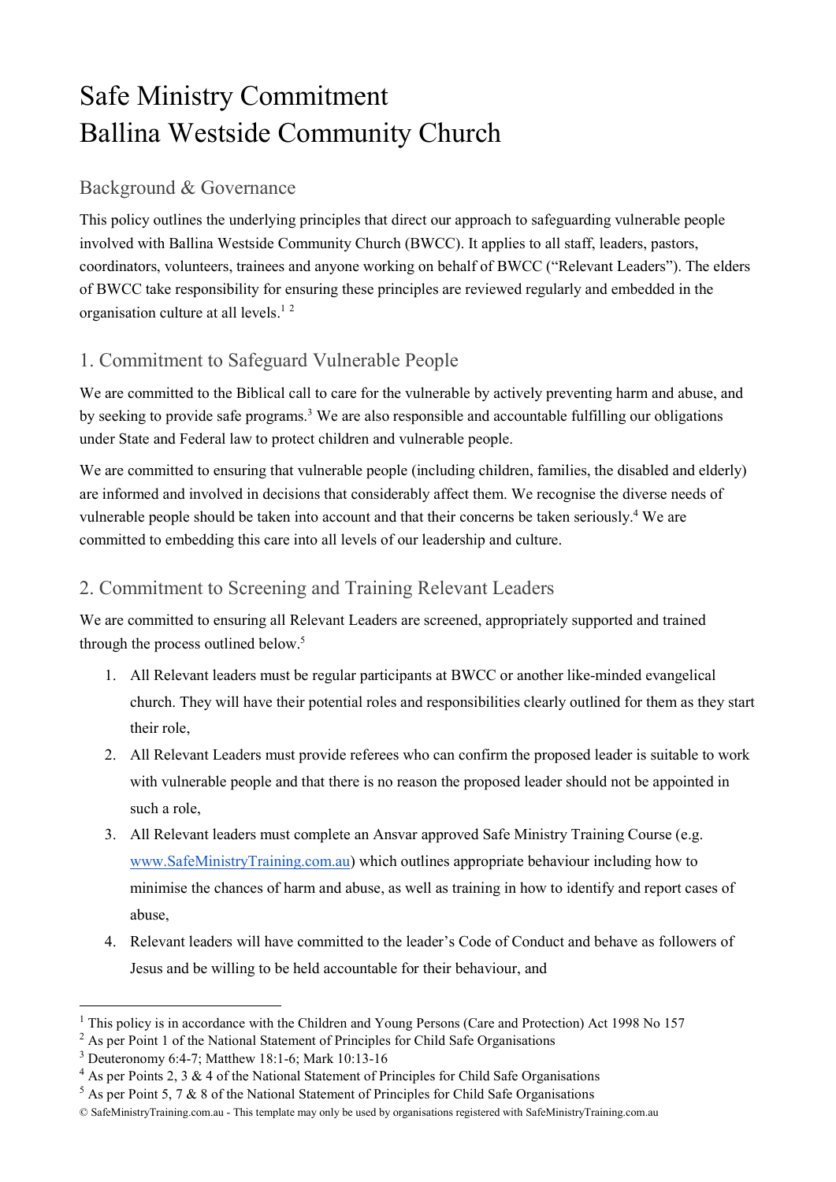# Safe Ministry Commitment
# Ballina Westside Community Church

## Background & Governance

This policy outlines the underlying principles that direct our approach to safeguarding vulnerable people involved with Ballina Westside Community Church (BWCC). It applies to all staff, leaders, pastors, coordinators, volunteers, trainees and anyone working on behalf of BWCC ("Relevant Leaders"). The elders of BWCC take responsibility for ensuring these principles are reviewed regularly and embedded in the organisation culture at all levels.[1] [2]

## 1. Commitment to Safeguard Vulnerable People

We are committed to the Biblical call to care for the vulnerable by actively preventing harm and abuse, and by seeking to provide safe programs.[3] We are also responsible and accountable fulfilling our obligations under State and Federal law to protect children and vulnerable people.

We are committed to ensuring that vulnerable people (including children, families, the disabled and elderly) are informed and involved in decisions that considerably affect them. We recognise the diverse needs of vulnerable people should be taken into account and that their concerns be taken seriously.[4] We are committed to embedding this care into all levels of our leadership and culture.

## 2. Commitment to Screening and Training Relevant Leaders

We are committed to ensuring all Relevant Leaders are screened, appropriately supported and trained through the process outlined below.[5]

1. All Relevant leaders must be regular participants at BWCC or another like-minded evangelical church. They will have their potential roles and responsibilities clearly outlined for them as they start their role,
2. All Relevant Leaders must provide referees who can confirm the proposed leader is suitable to work with vulnerable people and that there is no reason the proposed leader should not be appointed in such a role,
3. All Relevant leaders must complete an Ansvar approved Safe Ministry Training Course (e.g. www.SafeMinistryTraining.com.au) which outlines appropriate behaviour including how to minimise the chances of harm and abuse, as well as training in how to identify and report cases of abuse,
4. Relevant leaders will have committed to the leader's Code of Conduct and behave as followers of Jesus and be willing to be held accountable for their behaviour, and

---

[1] This policy is in accordance with the Children and Young Persons (Care and Protection) Act 1998 No 157
[2] As per Point 1 of the National Statement of Principles for Child Safe Organisations
[3] Deuteronomy 6:4-7; Matthew 18:1-6; Mark 10:13-16
[4] As per Points 2, 3 & 4 of the National Statement of Principles for Child Safe Organisations
[5] As per Point 5, 7 & 8 of the National Statement of Principles for Child Safe Organisations

© SafeMinistryTraining.com.au - This template may only be used by organisations registered with SafeMinistryTraining.com.au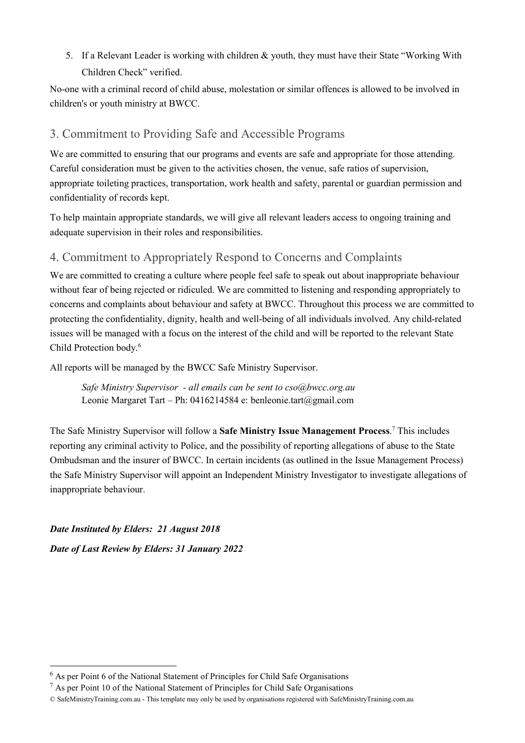5. If a Relevant Leader is working with children & youth, they must have their State "Working With Children Check" verified.

No-one with a criminal record of child abuse, molestation or similar offences is allowed to be involved in children's or youth ministry at BWCC.

## 3. Commitment to Providing Safe and Accessible Programs

We are committed to ensuring that our programs and events are safe and appropriate for those attending. Careful consideration must be given to the activities chosen, the venue, safe ratios of supervision, appropriate toileting practices, transportation, work health and safety, parental or guardian permission and confidentiality of records kept.

To help maintain appropriate standards, we will give all relevant leaders access to ongoing training and adequate supervision in their roles and responsibilities.

## 4. Commitment to Appropriately Respond to Concerns and Complaints

We are committed to creating a culture where people feel safe to speak out about inappropriate behaviour without fear of being rejected or ridiculed. We are committed to listening and responding appropriately to concerns and complaints about behaviour and safety at BWCC. Throughout this process we are committed to protecting the confidentiality, dignity, health and well-being of all individuals involved. Any child-related issues will be managed with a focus on the interest of the child and will be reported to the relevant State Child Protection body.[6]

All reports will be managed by the BWCC Safe Ministry Supervisor.

> *Safe Ministry Supervisor - all emails can be sent to cso@bwcc.org.au*
> Leonie Margaret Tart – Ph: 0416214584 e: benleonie.tart@gmail.com

The Safe Ministry Supervisor will follow a **Safe Ministry Issue Management Process**.[7] This includes reporting any criminal activity to Police, and the possibility of reporting allegations of abuse to the State Ombudsman and the insurer of BWCC. In certain incidents (as outlined in the Issue Management Process) the Safe Ministry Supervisor will appoint an Independent Ministry Investigator to investigate allegations of inappropriate behaviour.

***Date Instituted by Elders: 21 August 2018***

***Date of Last Review by Elders: 31 January 2022***

---

[6] As per Point 6 of the National Statement of Principles for Child Safe Organisations

[7] As per Point 10 of the National Statement of Principles for Child Safe Organisations

© SafeMinistryTraining.com.au - This template may only be used by organisations registered with SafeMinistryTraining.com.au